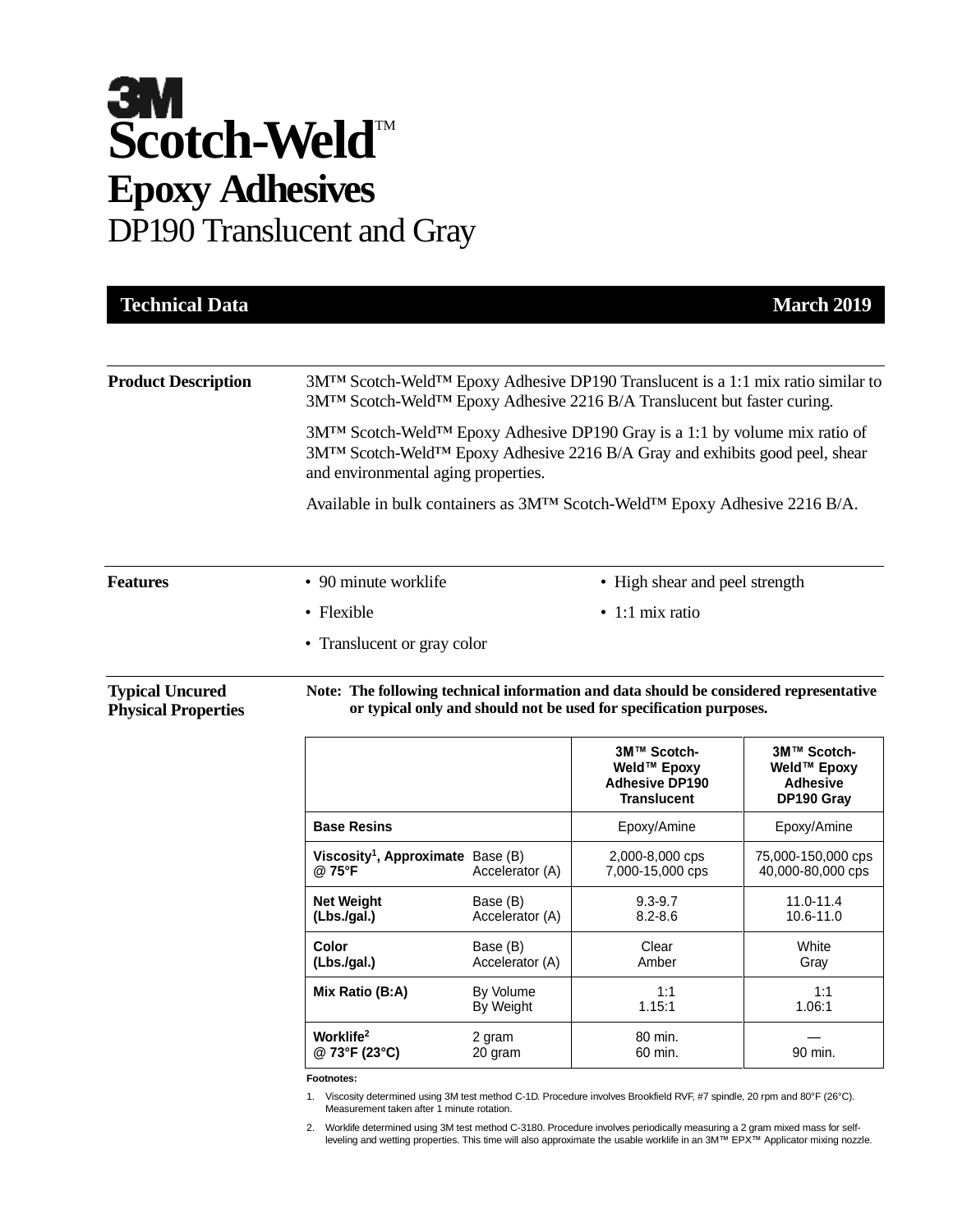# 3M Scotch-Weld™ Epoxy Adhesives

## DP190 Translucent and Gray

**Technical Data** — **March 2019**

---

### Product Description

3M™ Scotch-Weld™ Epoxy Adhesive DP190 Translucent is a 1:1 mix ratio similar to 3M™ Scotch-Weld™ Epoxy Adhesive 2216 B/A Translucent but faster curing.

3M™ Scotch-Weld™ Epoxy Adhesive DP190 Gray is a 1:1 by volume mix ratio of 3M™ Scotch-Weld™ Epoxy Adhesive 2216 B/A Gray and exhibits good peel, shear and environmental aging properties.

Available in bulk containers as 3M™ Scotch-Weld™ Epoxy Adhesive 2216 B/A.

### Features

- 90 minute worklife
- High shear and peel strength
- Flexible
- 1:1 mix ratio
- Translucent or gray color

### Typical Uncured Physical Properties

**Note: The following technical information and data should be considered representative or typical only and should not be used for specification purposes.**

| | | 3M™ Scotch-Weld™ Epoxy Adhesive DP190 Translucent | 3M™ Scotch-Weld™ Epoxy Adhesive DP190 Gray |
|---|---|---|---|
| **Base Resins** | | Epoxy/Amine | Epoxy/Amine |
| **Viscosity[1], Approximate @ 75°F** | Base (B)<br>Accelerator (A) | 2,000-8,000 cps<br>7,000-15,000 cps | 75,000-150,000 cps<br>40,000-80,000 cps |
| **Net Weight (Lbs./gal.)** | Base (B)<br>Accelerator (A) | 9.3-9.7<br>8.2-8.6 | 11.0-11.4<br>10.6-11.0 |
| **Color (Lbs./gal.)** | Base (B)<br>Accelerator (A) | Clear<br>Amber | White<br>Gray |
| **Mix Ratio (B:A)** | By Volume<br>By Weight | 1:1<br>1.15:1 | 1:1<br>1.06:1 |
| **Worklife[2] @ 73°F (23°C)** | 2 gram<br>20 gram | 80 min.<br>60 min. | —<br>90 min. |

**Footnotes:**

1. Viscosity determined using 3M test method C-1D. Procedure involves Brookfield RVF, #7 spindle, 20 rpm and 80°F (26°C). Measurement taken after 1 minute rotation.
2. Worklife determined using 3M test method C-3180. Procedure involves periodically measuring a 2 gram mixed mass for self-leveling and wetting properties. This time will also approximate the usable worklife in an 3M™ EPX™ Applicator mixing nozzle.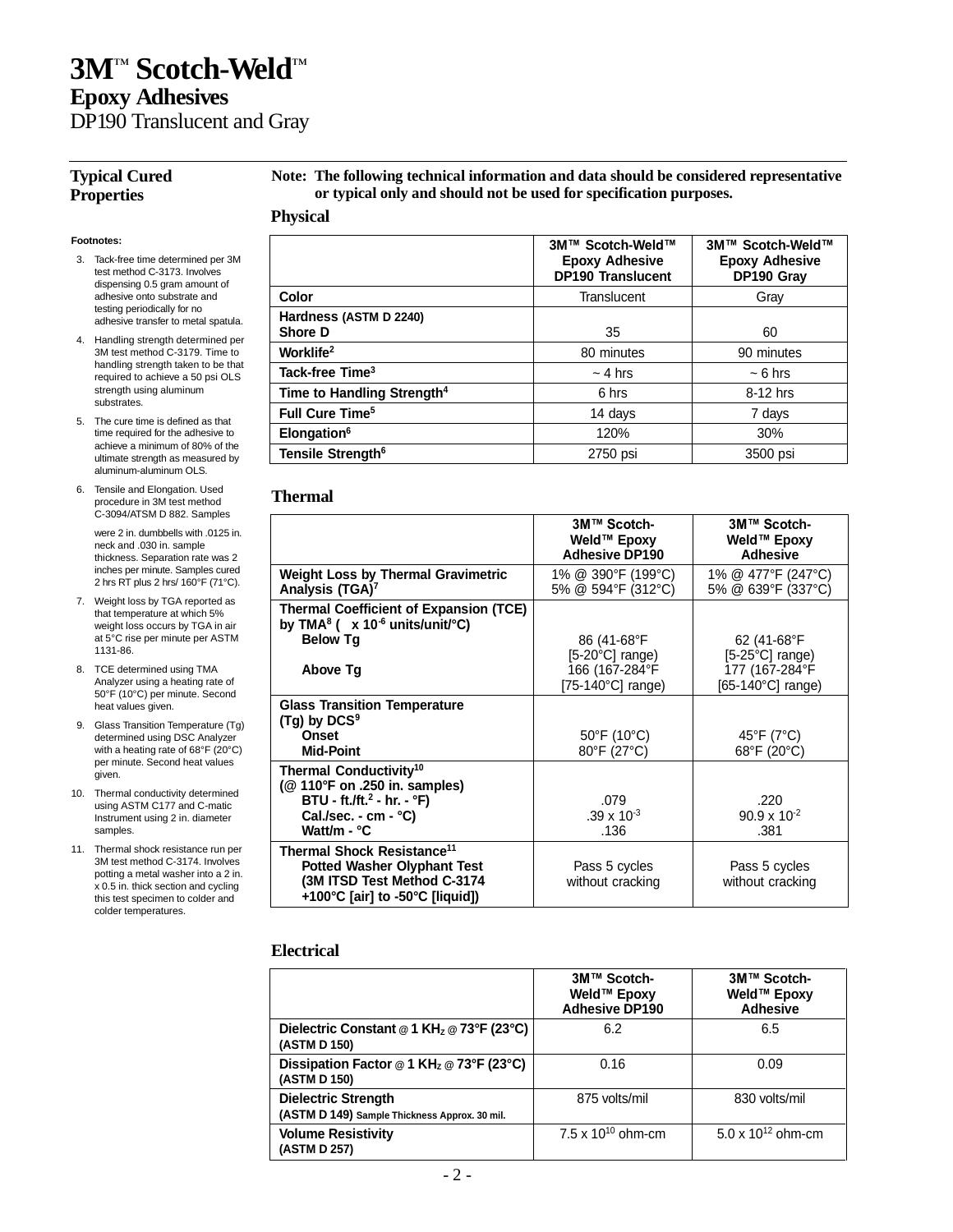# 3M™ Scotch-Weld™

## Epoxy Adhesives

DP190 Translucent and Gray

## Typical Cured Properties

**Note: The following technical information and data should be considered representative or typical only and should not be used for specification purposes.**

### Physical

| | 3M™ Scotch-Weld™ Epoxy Adhesive DP190 Translucent | 3M™ Scotch-Weld™ Epoxy Adhesive DP190 Gray |
|---|---|---|
| **Color** | Translucent | Gray |
| **Hardness (ASTM D 2240) Shore D** | 35 | 60 |
| **Worklife[2]** | 80 minutes | 90 minutes |
| **Tack-free Time[3]** | ~ 4 hrs | ~ 6 hrs |
| **Time to Handling Strength[4]** | 6 hrs | 8-12 hrs |
| **Full Cure Time[5]** | 14 days | 7 days |
| **Elongation[6]** | 120% | 30% |
| **Tensile Strength[6]** | 2750 psi | 3500 psi |

### Thermal

| | 3M™ Scotch-Weld™ Epoxy Adhesive DP190 | 3M™ Scotch-Weld™ Epoxy Adhesive |
|---|---|---|
| **Weight Loss by Thermal Gravimetric Analysis (TGA)[7]** | 1% @ 390°F (199°C)<br>5% @ 594°F (312°C) | 1% @ 477°F (247°C)<br>5% @ 639°F (337°C) |
| **Thermal Coefficient of Expansion (TCE) by TMA[8] ( $\times 10^{-6}$ units/unit/°C)**<br>**Below Tg**<br>**Above Tg** | <br>86 (41-68°F [5-20°C] range)<br>166 (167-284°F [75-140°C] range) | <br>62 (41-68°F [5-25°C] range)<br>177 (167-284°F [65-140°C] range) |
| **Glass Transition Temperature (Tg) by DCS[9]**<br>**Onset**<br>**Mid-Point** | <br>50°F (10°C)<br>80°F (27°C) | <br>45°F (7°C)<br>68°F (20°C) |
| **Thermal Conductivity[10] (@ 110°F on .250 in. samples)**<br>**BTU - ft./ft.$^2$ - hr. - °F)**<br>**Cal./sec. - cm - °C)**<br>**Watt/m - °C** | <br>.079<br>$.39 \times 10^{-3}$<br>.136 | <br>.220<br>$90.9 \times 10^{-2}$<br>.381 |
| **Thermal Shock Resistance[11]**<br>**Potted Washer Olyphant Test (3M ITSD Test Method C-3174 +100°C [air] to -50°C [liquid])** | Pass 5 cycles without cracking | Pass 5 cycles without cracking |

### Electrical

| | 3M™ Scotch-Weld™ Epoxy Adhesive DP190 | 3M™ Scotch-Weld™ Epoxy Adhesive |
|---|---|---|
| **Dielectric Constant @ 1 KHz @ 73°F (23°C) (ASTM D 150)** | 6.2 | 6.5 |
| **Dissipation Factor @ 1 KHz @ 73°F (23°C) (ASTM D 150)** | 0.16 | 0.09 |
| **Dielectric Strength (ASTM D 149)** Sample Thickness Approx. 30 mil. | 875 volts/mil | 830 volts/mil |
| **Volume Resistivity (ASTM D 257)** | $7.5 \times 10^{10}$ ohm-cm | $5.0 \times 10^{12}$ ohm-cm |

**Footnotes:**

3. Tack-free time determined per 3M test method C-3173. Involves dispensing 0.5 gram amount of adhesive onto substrate and testing periodically for no adhesive transfer to metal spatula.
4. Handling strength determined per 3M test method C-3179. Time to handling strength taken to be that required to achieve a 50 psi OLS strength using aluminum substrates.
5. The cure time is defined as that time required for the adhesive to achieve a minimum of 80% of the ultimate strength as measured by aluminum-aluminum OLS.
6. Tensile and Elongation. Used procedure in 3M test method C-3094/ATSM D 882. Samples were 2 in. dumbbells with .0125 in. neck and .030 in. sample thickness. Separation rate was 2 inches per minute. Samples cured 2 hrs RT plus 2 hrs/ 160°F (71°C).
7. Weight loss by TGA reported as that temperature at which 5% weight loss occurs by TGA in air at 5°C rise per minute per ASTM 1131-86.
8. TCE determined using TMA Analyzer using a heating rate of 50°F (10°C) per minute. Second heat values given.
9. Glass Transition Temperature (Tg) determined using DSC Analyzer with a heating rate of 68°F (20°C) per minute. Second heat values given.
10. Thermal conductivity determined using ASTM C177 and C-matic Instrument using 2 in. diameter samples.
11. Thermal shock resistance run per 3M test method C-3174. Involves potting a metal washer into a 2 in. x 0.5 in. thick section and cycling this test specimen to colder and colder temperatures.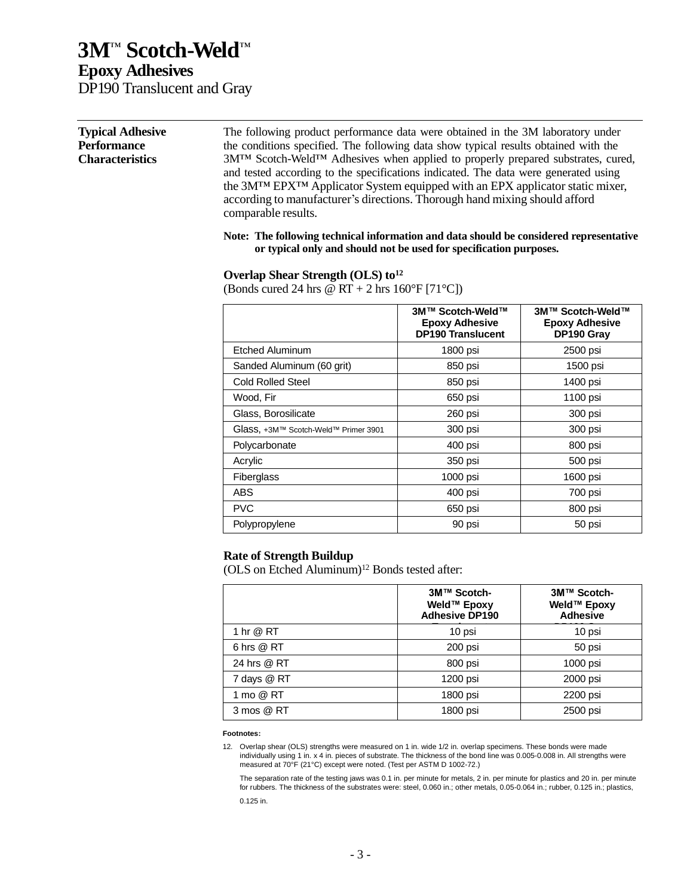# 3M™ Scotch-Weld™

## Epoxy Adhesives

DP190 Translucent and Gray

**Typical Adhesive Performance Characteristics**

The following product performance data were obtained in the 3M laboratory under the conditions specified. The following data show typical results obtained with the 3M™ Scotch-Weld™ Adhesives when applied to properly prepared substrates, cured, and tested according to the specifications indicated. The data were generated using the 3M™ EPX™ Applicator System equipped with an EPX applicator static mixer, according to manufacturer's directions. Thorough hand mixing should afford comparable results.

**Note: The following technical information and data should be considered representative or typical only and should not be used for specification purposes.**

**Overlap Shear Strength (OLS) to[12]**

(Bonds cured 24 hrs @ RT + 2 hrs 160°F [71°C])

| | 3M™ Scotch-Weld™ Epoxy Adhesive DP190 Translucent | 3M™ Scotch-Weld™ Epoxy Adhesive DP190 Gray |
|---|---|---|
| Etched Aluminum | 1800 psi | 2500 psi |
| Sanded Aluminum (60 grit) | 850 psi | 1500 psi |
| Cold Rolled Steel | 850 psi | 1400 psi |
| Wood, Fir | 650 psi | 1100 psi |
| Glass, Borosilicate | 260 psi | 300 psi |
| Glass, +3M™ Scotch-Weld™ Primer 3901 | 300 psi | 300 psi |
| Polycarbonate | 400 psi | 800 psi |
| Acrylic | 350 psi | 500 psi |
| Fiberglass | 1000 psi | 1600 psi |
| ABS | 400 psi | 700 psi |
| PVC | 650 psi | 800 psi |
| Polypropylene | 90 psi | 50 psi |

**Rate of Strength Buildup**

(OLS on Etched Aluminum)[12] Bonds tested after:

| | 3M™ Scotch-Weld™ Epoxy Adhesive DP190 Translucent | 3M™ Scotch-Weld™ Epoxy Adhesive DP190 Gray |
|---|---|---|
| 1 hr @ RT | 10 psi | 10 psi |
| 6 hrs @ RT | 200 psi | 50 psi |
| 24 hrs @ RT | 800 psi | 1000 psi |
| 7 days @ RT | 1200 psi | 2000 psi |
| 1 mo @ RT | 1800 psi | 2200 psi |
| 3 mos @ RT | 1800 psi | 2500 psi |

**Footnotes:**

12. Overlap shear (OLS) strengths were measured on 1 in. wide 1/2 in. overlap specimens. These bonds were made individually using 1 in. x 4 in. pieces of substrate. The thickness of the bond line was 0.005-0.008 in. All strengths were measured at 70°F (21°C) except were noted. (Test per ASTM D 1002-72.)

    The separation rate of the testing jaws was 0.1 in. per minute for metals, 2 in. per minute for plastics and 20 in. per minute for rubbers. The thickness of the substrates were: steel, 0.060 in.; other metals, 0.05-0.064 in.; rubber, 0.125 in.; plastics, 0.125 in.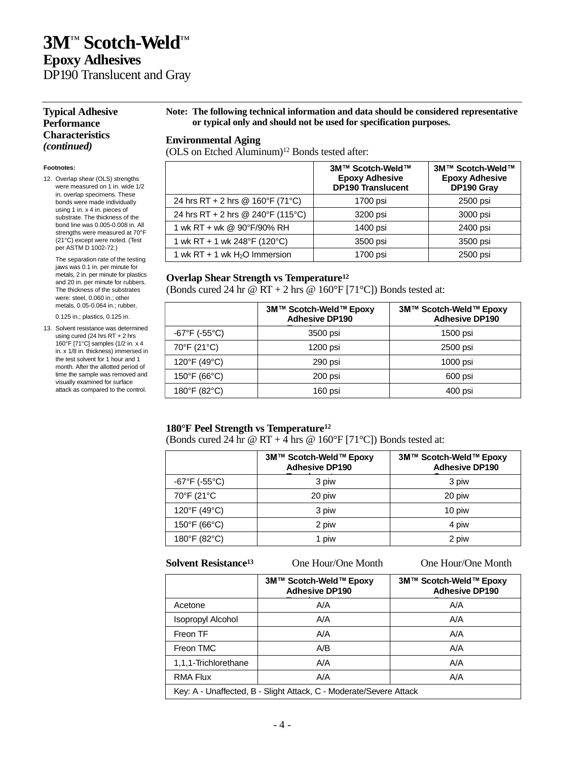# 3M™ Scotch-Weld™

## Epoxy Adhesives

DP190 Translucent and Gray

### Typical Adhesive Performance Characteristics *(continued)*

**Note: The following technical information and data should be considered representative or typical only and should not be used for specification purposes.**

**Environmental Aging**

(OLS on Etched Aluminum)[12] Bonds tested after:

| | 3M™ Scotch-Weld™ Epoxy Adhesive DP190 Translucent | 3M™ Scotch-Weld™ Epoxy Adhesive DP190 Gray |
|---|---|---|
| 24 hrs RT + 2 hrs @ 160°F (71°C) | 1700 psi | 2500 psi |
| 24 hrs RT + 2 hrs @ 240°F (115°C) | 3200 psi | 3000 psi |
| 1 wk RT + wk @ 90°F/90% RH | 1400 psi | 2400 psi |
| 1 wk RT + 1 wk 248°F (120°C) | 3500 psi | 3500 psi |
| 1 wk RT + 1 wk $H_2O$ Immersion | 1700 psi | 2500 psi |

**Overlap Shear Strength vs Temperature[12]**

(Bonds cured 24 hr @ RT + 2 hrs @ 160°F [71°C]) Bonds tested at:

| | 3M™ Scotch-Weld™ Epoxy Adhesive DP190 Translucent | 3M™ Scotch-Weld™ Epoxy Adhesive DP190 Gray |
|---|---|---|
| -67°F (-55°C) | 3500 psi | 1500 psi |
| 70°F (21°C) | 1200 psi | 2500 psi |
| 120°F (49°C) | 290 psi | 1000 psi |
| 150°F (66°C) | 200 psi | 600 psi |
| 180°F (82°C) | 160 psi | 400 psi |

**180°F Peel Strength vs Temperature[12]**

(Bonds cured 24 hr @ RT + 4 hrs @ 160°F [71°C]) Bonds tested at:

| | 3M™ Scotch-Weld™ Epoxy Adhesive DP190 Translucent | 3M™ Scotch-Weld™ Epoxy Adhesive DP190 Gray |
|---|---|---|
| -67°F (-55°C) | 3 piw | 3 piw |
| 70°F (21°C | 20 piw | 20 piw |
| 120°F (49°C) | 3 piw | 10 piw |
| 150°F (66°C) | 2 piw | 4 piw |
| 180°F (82°C) | 1 piw | 2 piw |

**Solvent Resistance[13]** One Hour/One Month One Hour/One Month

| | 3M™ Scotch-Weld™ Epoxy Adhesive DP190 Translucent | 3M™ Scotch-Weld™ Epoxy Adhesive DP190 Gray |
|---|---|---|
| Acetone | A/A | A/A |
| Isopropyl Alcohol | A/A | A/A |
| Freon TF | A/A | A/A |
| Freon TMC | A/B | A/A |
| 1,1,1-Trichlorethane | A/A | A/A |
| RMA Flux | A/A | A/A |
| Key: A - Unaffected, B - Slight Attack, C - Moderate/Severe Attack | | |

**Footnotes:**

12. Overlap shear (OLS) strengths were measured on 1 in. wide 1/2 in. overlap specimens. These bonds were made individually using 1 in. x 4 in. pieces of substrate. The thickness of the bond line was 0.005-0.008 in. All strengths were measured at 70°F (21°C) except were noted. (Test per ASTM D 1002-72.)

    The separation rate of the testing jaws was 0.1 in. per minute for metals, 2 in. per minute for plastics and 20 in. per minute for rubbers. The thickness of the substrates were: steel, 0.060 in.; other metals, 0.05-0.064 in.; rubber, 0.125 in.; plastics, 0.125 in.

13. Solvent resistance was determined using cured (24 hrs RT + 2 hrs 160°F [71°C] samples (1/2 in. x 4 in. x 1/8 in. thickness) immersed in the test solvent for 1 hour and 1 month. After the allotted period of time the sample was removed and visually examined for surface attack as compared to the control.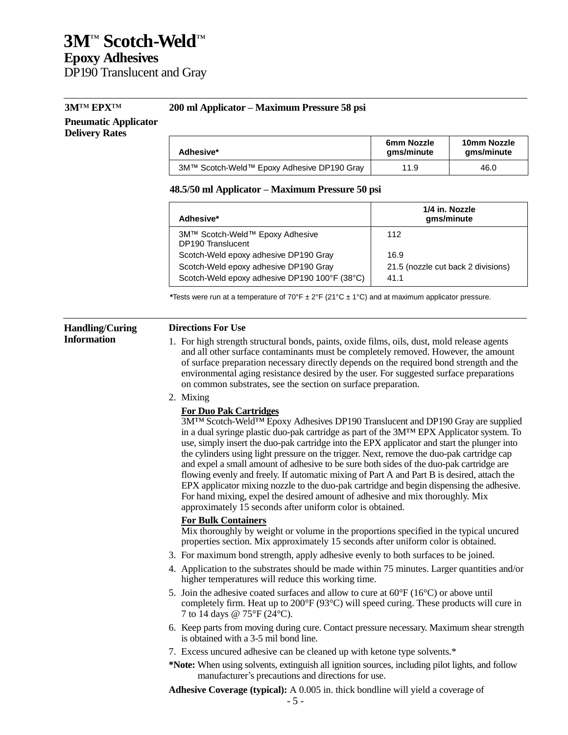# 3M™ Scotch-Weld™

## Epoxy Adhesives

DP190 Translucent and Gray

---

**3M™ EPX™ Pneumatic Applicator Delivery Rates**

**200 ml Applicator – Maximum Pressure 58 psi**

| Adhesive* | 6mm Nozzle gms/minute | 10mm Nozzle gms/minute |
|---|---|---|
| 3M™ Scotch-Weld™ Epoxy Adhesive DP190 Gray | 11.9 | 46.0 |

**48.5/50 ml Applicator – Maximum Pressure 50 psi**

| Adhesive* | 1/4 in. Nozzle gms/minute |
|---|---|
| 3M™ Scotch-Weld™ Epoxy Adhesive DP190 Translucent | 112 |
| Scotch-Weld epoxy adhesive DP190 Gray | 16.9 |
| Scotch-Weld epoxy adhesive DP190 Gray | 21.5 (nozzle cut back 2 divisions) |
| Scotch-Weld epoxy adhesive DP190 100°F (38°C) | 41.1 |

***Tests were run at a temperature of 70°F ± 2°F (21°C ± 1°C) and at maximum applicator pressure.**

---

**Handling/Curing Information**

**Directions For Use**

1. For high strength structural bonds, paints, oxide films, oils, dust, mold release agents and all other surface contaminants must be completely removed. However, the amount of surface preparation necessary directly depends on the required bond strength and the environmental aging resistance desired by the user. For suggested surface preparations on common substrates, see the section on surface preparation.
2. Mixing

   **For Duo Pak Cartridges**
   3M™ Scotch-Weld™ Epoxy Adhesives DP190 Translucent and DP190 Gray are supplied in a dual syringe plastic duo-pak cartridge as part of the 3M™ EPX Applicator system. To use, simply insert the duo-pak cartridge into the EPX applicator and start the plunger into the cylinders using light pressure on the trigger. Next, remove the duo-pak cartridge cap and expel a small amount of adhesive to be sure both sides of the duo-pak cartridge are flowing evenly and freely. If automatic mixing of Part A and Part B is desired, attach the EPX applicator mixing nozzle to the duo-pak cartridge and begin dispensing the adhesive. For hand mixing, expel the desired amount of adhesive and mix thoroughly. Mix approximately 15 seconds after uniform color is obtained.

   **For Bulk Containers**
   Mix thoroughly by weight or volume in the proportions specified in the typical uncured properties section. Mix approximately 15 seconds after uniform color is obtained.
3. For maximum bond strength, apply adhesive evenly to both surfaces to be joined.
4. Application to the substrates should be made within 75 minutes. Larger quantities and/or higher temperatures will reduce this working time.
5. Join the adhesive coated surfaces and allow to cure at 60°F (16°C) or above until completely firm. Heat up to 200°F (93°C) will speed curing. These products will cure in 7 to 14 days @ 75°F (24°C).
6. Keep parts from moving during cure. Contact pressure necessary. Maximum shear strength is obtained with a 3-5 mil bond line.
7. Excess uncured adhesive can be cleaned up with ketone type solvents.*

***Note:** When using solvents, extinguish all ignition sources, including pilot lights, and follow manufacturer's precautions and directions for use.

**Adhesive Coverage (typical):** A 0.005 in. thick bondline will yield a coverage of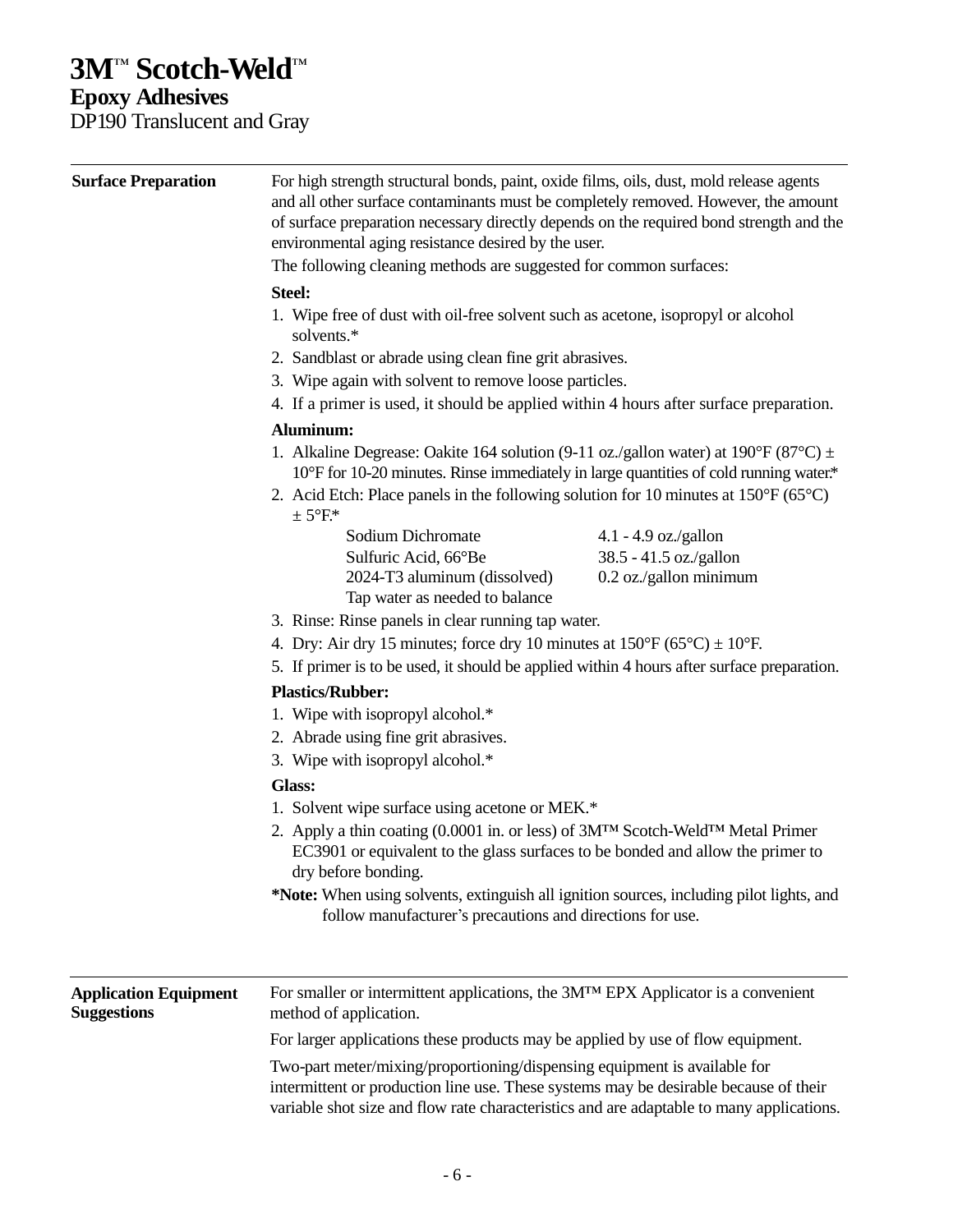# 3M™ Scotch-Weld™

## Epoxy Adhesives

DP190 Translucent and Gray

---

### Surface Preparation

For high strength structural bonds, paint, oxide films, oils, dust, mold release agents and all other surface contaminants must be completely removed. However, the amount of surface preparation necessary directly depends on the required bond strength and the environmental aging resistance desired by the user.

The following cleaning methods are suggested for common surfaces:

**Steel:**

1. Wipe free of dust with oil-free solvent such as acetone, isopropyl or alcohol solvents.*
2. Sandblast or abrade using clean fine grit abrasives.
3. Wipe again with solvent to remove loose particles.
4. If a primer is used, it should be applied within 4 hours after surface preparation.

**Aluminum:**

1. Alkaline Degrease: Oakite 164 solution (9-11 oz./gallon water) at 190°F (87°C) ± 10°F for 10-20 minutes. Rinse immediately in large quantities of cold running water.*
2. Acid Etch: Place panels in the following solution for 10 minutes at 150°F (65°C) ± 5°F.*

| | |
|---|---|
| Sodium Dichromate | 4.1 - 4.9 oz./gallon |
| Sulfuric Acid, 66°Be | 38.5 - 41.5 oz./gallon |
| 2024-T3 aluminum (dissolved) | 0.2 oz./gallon minimum |
| Tap water as needed to balance | |

3. Rinse: Rinse panels in clear running tap water.
4. Dry: Air dry 15 minutes; force dry 10 minutes at 150°F (65°C) ± 10°F.
5. If primer is to be used, it should be applied within 4 hours after surface preparation.

**Plastics/Rubber:**

1. Wipe with isopropyl alcohol.*
2. Abrade using fine grit abrasives.
3. Wipe with isopropyl alcohol.*

**Glass:**

1. Solvent wipe surface using acetone or MEK.*
2. Apply a thin coating (0.0001 in. or less) of 3M™ Scotch-Weld™ Metal Primer EC3901 or equivalent to the glass surfaces to be bonded and allow the primer to dry before bonding.

***Note:** When using solvents, extinguish all ignition sources, including pilot lights, and follow manufacturer's precautions and directions for use.

---

### Application Equipment Suggestions

For smaller or intermittent applications, the 3M™ EPX Applicator is a convenient method of application.

For larger applications these products may be applied by use of flow equipment.

Two-part meter/mixing/proportioning/dispensing equipment is available for intermittent or production line use. These systems may be desirable because of their variable shot size and flow rate characteristics and are adaptable to many applications.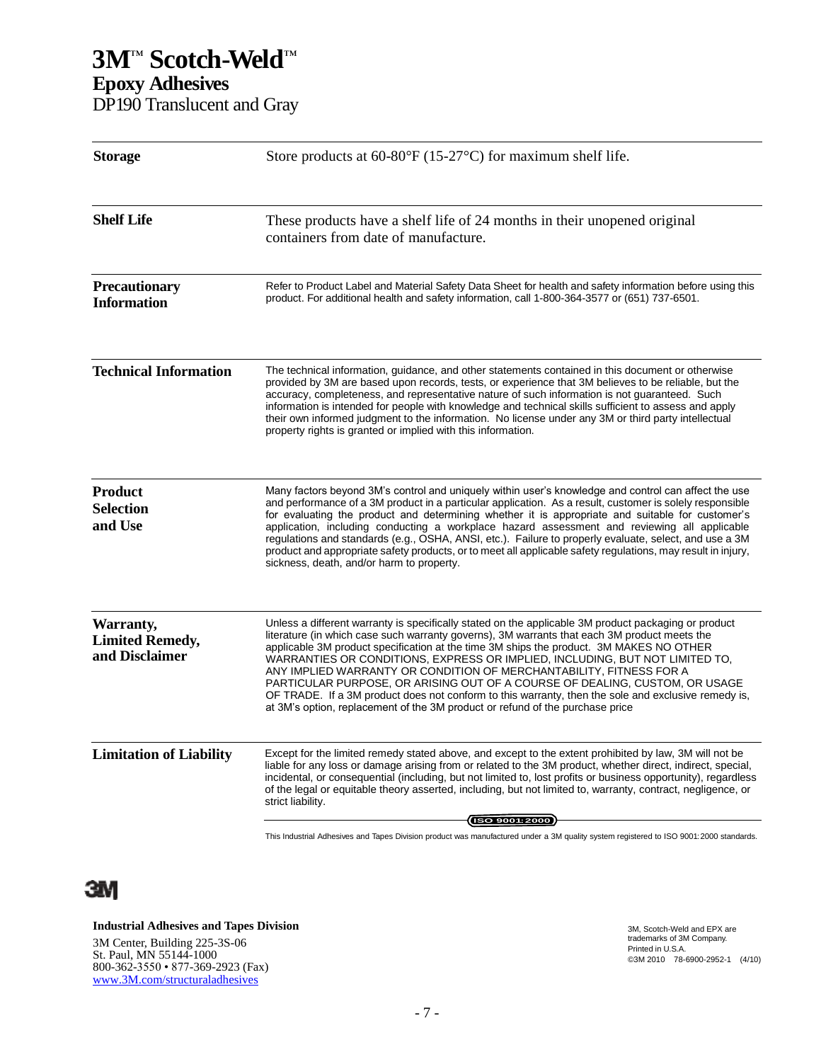# 3M™ Scotch-Weld™

## Epoxy Adhesives

DP190 Translucent and Gray

**Storage**

Store products at 60-80°F (15-27°C) for maximum shelf life.

**Shelf Life**

These products have a shelf life of 24 months in their unopened original containers from date of manufacture.

**Precautionary Information**

Refer to Product Label and Material Safety Data Sheet for health and safety information before using this product. For additional health and safety information, call 1-800-364-3577 or (651) 737-6501.

**Technical Information**

The technical information, guidance, and other statements contained in this document or otherwise provided by 3M are based upon records, tests, or experience that 3M believes to be reliable, but the accuracy, completeness, and representative nature of such information is not guaranteed. Such information is intended for people with knowledge and technical skills sufficient to assess and apply their own informed judgment to the information. No license under any 3M or third party intellectual property rights is granted or implied with this information.

**Product Selection and Use**

Many factors beyond 3M's control and uniquely within user's knowledge and control can affect the use and performance of a 3M product in a particular application. As a result, customer is solely responsible for evaluating the product and determining whether it is appropriate and suitable for customer's application, including conducting a workplace hazard assessment and reviewing all applicable regulations and standards (e.g., OSHA, ANSI, etc.). Failure to properly evaluate, select, and use a 3M product and appropriate safety products, or to meet all applicable safety regulations, may result in injury, sickness, death, and/or harm to property.

**Warranty, Limited Remedy, and Disclaimer**

Unless a different warranty is specifically stated on the applicable 3M product packaging or product literature (in which case such warranty governs), 3M warrants that each 3M product meets the applicable 3M product specification at the time 3M ships the product. 3M MAKES NO OTHER WARRANTIES OR CONDITIONS, EXPRESS OR IMPLIED, INCLUDING, BUT NOT LIMITED TO, ANY IMPLIED WARRANTY OR CONDITION OF MERCHANTABILITY, FITNESS FOR A PARTICULAR PURPOSE, OR ARISING OUT OF A COURSE OF DEALING, CUSTOM, OR USAGE OF TRADE. If a 3M product does not conform to this warranty, then the sole and exclusive remedy is, at 3M's option, replacement of the 3M product or refund of the purchase price

**Limitation of Liability**

Except for the limited remedy stated above, and except to the extent prohibited by law, 3M will not be liable for any loss or damage arising from or related to the 3M product, whether direct, indirect, special, incidental, or consequential (including, but not limited to, lost profits or business opportunity), regardless of the legal or equitable theory asserted, including, but not limited to, warranty, contract, negligence, or strict liability.

ISO 9001:2000

This Industrial Adhesives and Tapes Division product was manufactured under a 3M quality system registered to ISO 9001:2000 standards.

3M

**Industrial Adhesives and Tapes Division**

3M Center, Building 225-3S-06
St. Paul, MN 55144-1000
800-362-3550 • 877-369-2923 (Fax)
www.3M.com/structuraladhesives

3M, Scotch-Weld and EPX are trademarks of 3M Company.
Printed in U.S.A.
©3M 2010 78-6900-2952-1 (4/10)